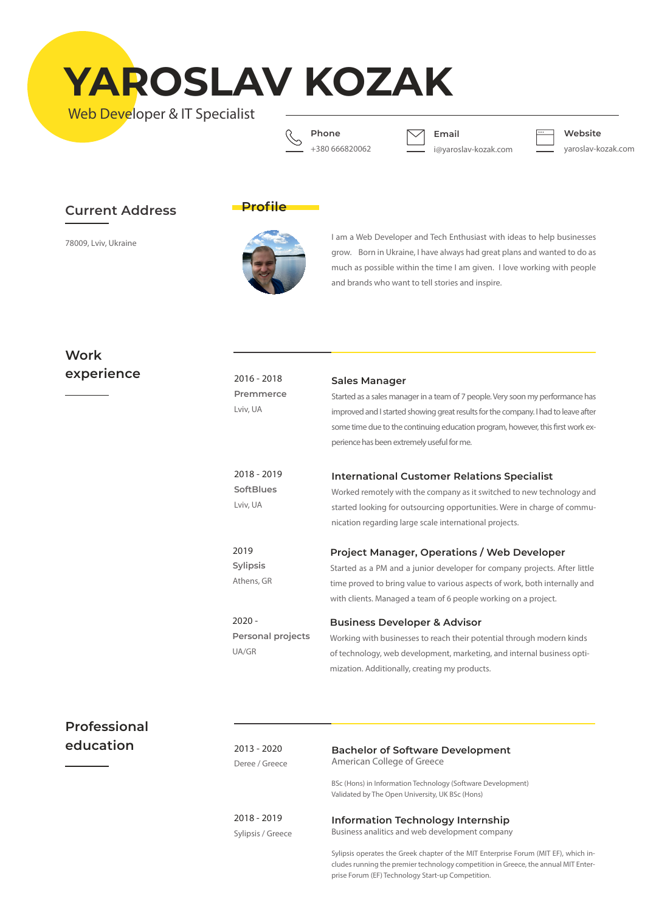# YAROSLAV KOZAK

Web Developer & IT Specialist

**Phone**
+380 666820062

**Email**
i@yaroslav-kozak.com

**Website**
yaroslav-kozak.com

## Current Address

78009, Lviv, Ukraine

## Profile

I am a Web Developer and Tech Enthusiast with ideas to help businesses grow. Born in Ukraine, I have always had great plans and wanted to do as much as possible within the time I am given. I love working with people and brands who want to tell stories and inspire.

## Work experience

**2016 - 2018**
**Premmerce**
Lviv, UA

### Sales Manager

Started as a sales manager in a team of 7 people. Very soon my performance has improved and I started showing great results for the company. I had to leave after some time due to the continuing education program, however, this first work experience has been extremely useful for me.

**2018 - 2019**
**SoftBlues**
Lviv, UA

### International Customer Relations Specialist

Worked remotely with the company as it switched to new technology and started looking for outsourcing opportunities. Were in charge of communication regarding large scale international projects.

**2019**
**Sylipsis**
Athens, GR

### Project Manager, Operations / Web Developer

Started as a PM and a junior developer for company projects. After little time proved to bring value to various aspects of work, both internally and with clients. Managed a team of 6 people working on a project.

**2020 -**
**Personal projects**
UA/GR

### Business Developer & Advisor

Working with businesses to reach their potential through modern kinds of technology, web development, marketing, and internal business optimization. Additionally, creating my products.

## Professional education

**2013 - 2020**
Deree / Greece

### Bachelor of Software Development

American College of Greece

BSc (Hons) in Information Technology (Software Development)
Validated by The Open University, UK BSc (Hons)

**2018 - 2019**
Sylipsis / Greece

### Information Technology Internship

Business analitics and web development company

Sylipsis operates the Greek chapter of the MIT Enterprise Forum (MIT EF), which includes running the premier technology competition in Greece, the annual MIT Enterprise Forum (EF) Technology Start-up Competition.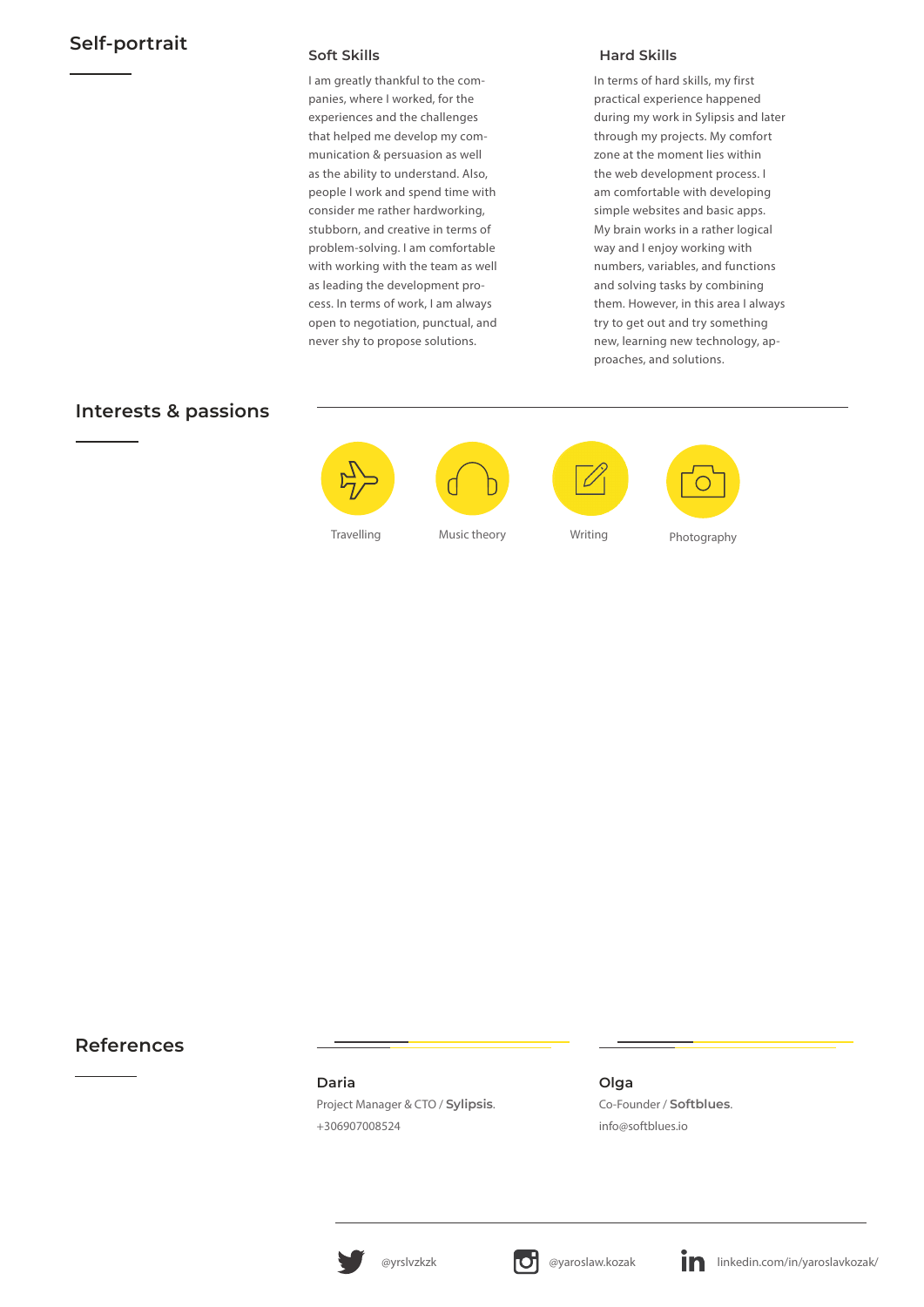## Self-portrait

### Soft Skills

I am greatly thankful to the companies, where I worked, for the experiences and the challenges that helped me develop my communication & persuasion as well as the ability to understand. Also, people I work and spend time with consider me rather hardworking, stubborn, and creative in terms of problem-solving. I am comfortable with working with the team as well as leading the development process. In terms of work, I am always open to negotiation, punctual, and never shy to propose solutions.

### Hard Skills

In terms of hard skills, my first practical experience happened during my work in Sylipsis and later through my projects. My comfort zone at the moment lies within the web development process. I am comfortable with developing simple websites and basic apps. My brain works in a rather logical way and I enjoy working with numbers, variables, and functions and solving tasks by combining them. However, in this area I always try to get out and try something new, learning new technology, approaches, and solutions.

## Interests & passions

- Travelling
- Music theory
- Writing
- Photography

## References

**Daria**
Project Manager & CTO / **Sylipsis**.
+306907008524

**Olga**
Co-Founder / **Softblues**.
info@softblues.io

@yrslvzkzk @yaroslaw.kozak linkedin.com/in/yaroslavkozak/